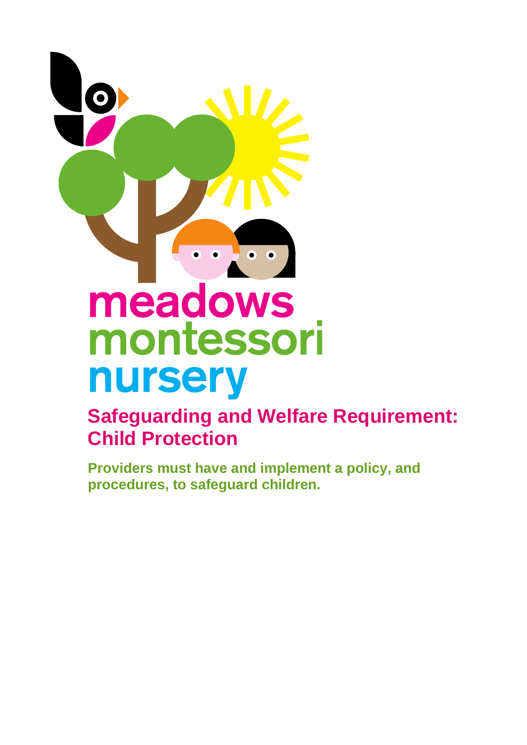meadows
montessori
nursery

# Safeguarding and Welfare Requirement: Child Protection

**Providers must have and implement a policy, and procedures, to safeguard children.**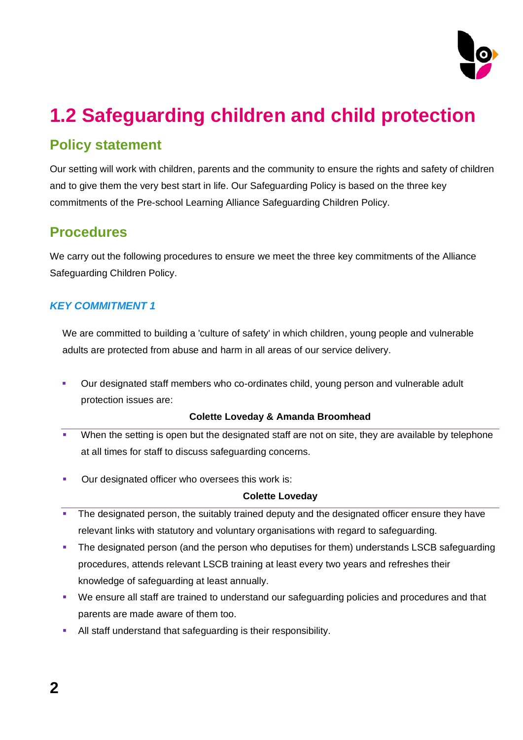# 1.2 Safeguarding children and child protection

## Policy statement

Our setting will work with children, parents and the community to ensure the rights and safety of children and to give them the very best start in life. Our Safeguarding Policy is based on the three key commitments of the Pre-school Learning Alliance Safeguarding Children Policy.

## Procedures

We carry out the following procedures to ensure we meet the three key commitments of the Alliance Safeguarding Children Policy.

### *KEY COMMITMENT 1*

We are committed to building a 'culture of safety' in which children, young people and vulnerable adults are protected from abuse and harm in all areas of our service delivery.

- Our designated staff members who co-ordinates child, young person and vulnerable adult protection issues are:

  **Colette Loveday & Amanda Broomhead**

- When the setting is open but the designated staff are not on site, they are available by telephone at all times for staff to discuss safeguarding concerns.
- Our designated officer who oversees this work is:

  **Colette Loveday**

- The designated person, the suitably trained deputy and the designated officer ensure they have relevant links with statutory and voluntary organisations with regard to safeguarding.
- The designated person (and the person who deputises for them) understands LSCB safeguarding procedures, attends relevant LSCB training at least every two years and refreshes their knowledge of safeguarding at least annually.
- We ensure all staff are trained to understand our safeguarding policies and procedures and that parents are made aware of them too.
- All staff understand that safeguarding is their responsibility.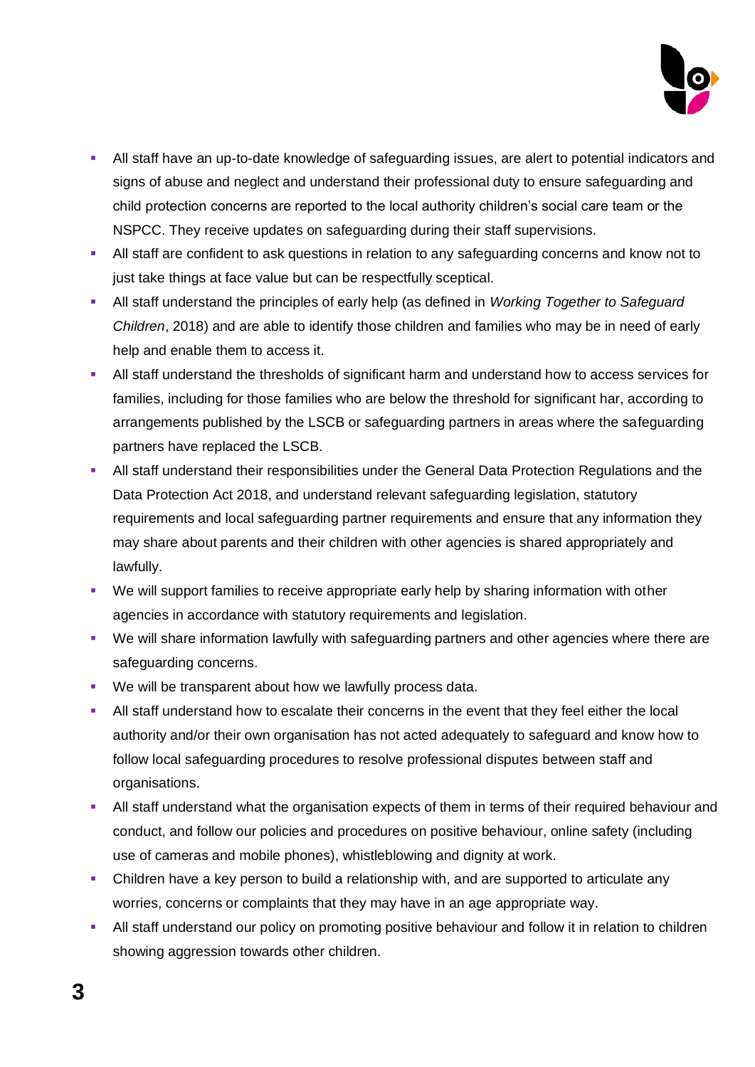- All staff have an up-to-date knowledge of safeguarding issues, are alert to potential indicators and signs of abuse and neglect and understand their professional duty to ensure safeguarding and child protection concerns are reported to the local authority children's social care team or the NSPCC. They receive updates on safeguarding during their staff supervisions.
- All staff are confident to ask questions in relation to any safeguarding concerns and know not to just take things at face value but can be respectfully sceptical.
- All staff understand the principles of early help (as defined in *Working Together to Safeguard Children*, 2018) and are able to identify those children and families who may be in need of early help and enable them to access it.
- All staff understand the thresholds of significant harm and understand how to access services for families, including for those families who are below the threshold for significant har, according to arrangements published by the LSCB or safeguarding partners in areas where the safeguarding partners have replaced the LSCB.
- All staff understand their responsibilities under the General Data Protection Regulations and the Data Protection Act 2018, and understand relevant safeguarding legislation, statutory requirements and local safeguarding partner requirements and ensure that any information they may share about parents and their children with other agencies is shared appropriately and lawfully.
- We will support families to receive appropriate early help by sharing information with other agencies in accordance with statutory requirements and legislation.
- We will share information lawfully with safeguarding partners and other agencies where there are safeguarding concerns.
- We will be transparent about how we lawfully process data.
- All staff understand how to escalate their concerns in the event that they feel either the local authority and/or their own organisation has not acted adequately to safeguard and know how to follow local safeguarding procedures to resolve professional disputes between staff and organisations.
- All staff understand what the organisation expects of them in terms of their required behaviour and conduct, and follow our policies and procedures on positive behaviour, online safety (including use of cameras and mobile phones), whistleblowing and dignity at work.
- Children have a key person to build a relationship with, and are supported to articulate any worries, concerns or complaints that they may have in an age appropriate way.
- All staff understand our policy on promoting positive behaviour and follow it in relation to children showing aggression towards other children.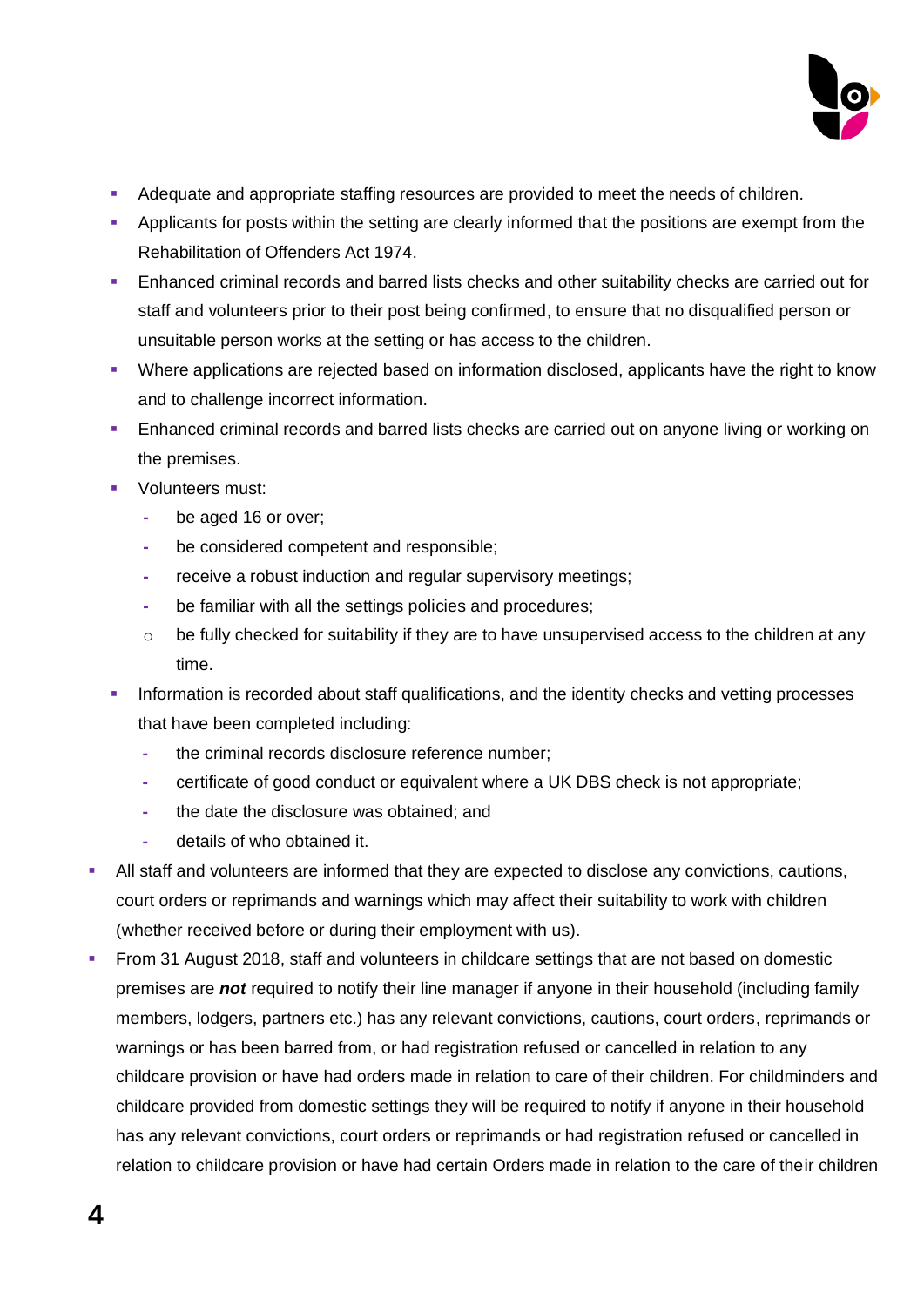- Adequate and appropriate staffing resources are provided to meet the needs of children.
- Applicants for posts within the setting are clearly informed that the positions are exempt from the Rehabilitation of Offenders Act 1974.
- Enhanced criminal records and barred lists checks and other suitability checks are carried out for staff and volunteers prior to their post being confirmed, to ensure that no disqualified person or unsuitable person works at the setting or has access to the children.
- Where applications are rejected based on information disclosed, applicants have the right to know and to challenge incorrect information.
- Enhanced criminal records and barred lists checks are carried out on anyone living or working on the premises.
- Volunteers must:
  - be aged 16 or over;
  - be considered competent and responsible;
  - receive a robust induction and regular supervisory meetings;
  - be familiar with all the settings policies and procedures;
  - be fully checked for suitability if they are to have unsupervised access to the children at any time.
- Information is recorded about staff qualifications, and the identity checks and vetting processes that have been completed including:
  - the criminal records disclosure reference number;
  - certificate of good conduct or equivalent where a UK DBS check is not appropriate;
  - the date the disclosure was obtained; and
  - details of who obtained it.

- All staff and volunteers are informed that they are expected to disclose any convictions, cautions, court orders or reprimands and warnings which may affect their suitability to work with children (whether received before or during their employment with us).
- From 31 August 2018, staff and volunteers in childcare settings that are not based on domestic premises are ***not*** required to notify their line manager if anyone in their household (including family members, lodgers, partners etc.) has any relevant convictions, cautions, court orders, reprimands or warnings or has been barred from, or had registration refused or cancelled in relation to any childcare provision or have had orders made in relation to care of their children. For childminders and childcare provided from domestic settings they will be required to notify if anyone in their household has any relevant convictions, court orders or reprimands or had registration refused or cancelled in relation to childcare provision or have had certain Orders made in relation to the care of their children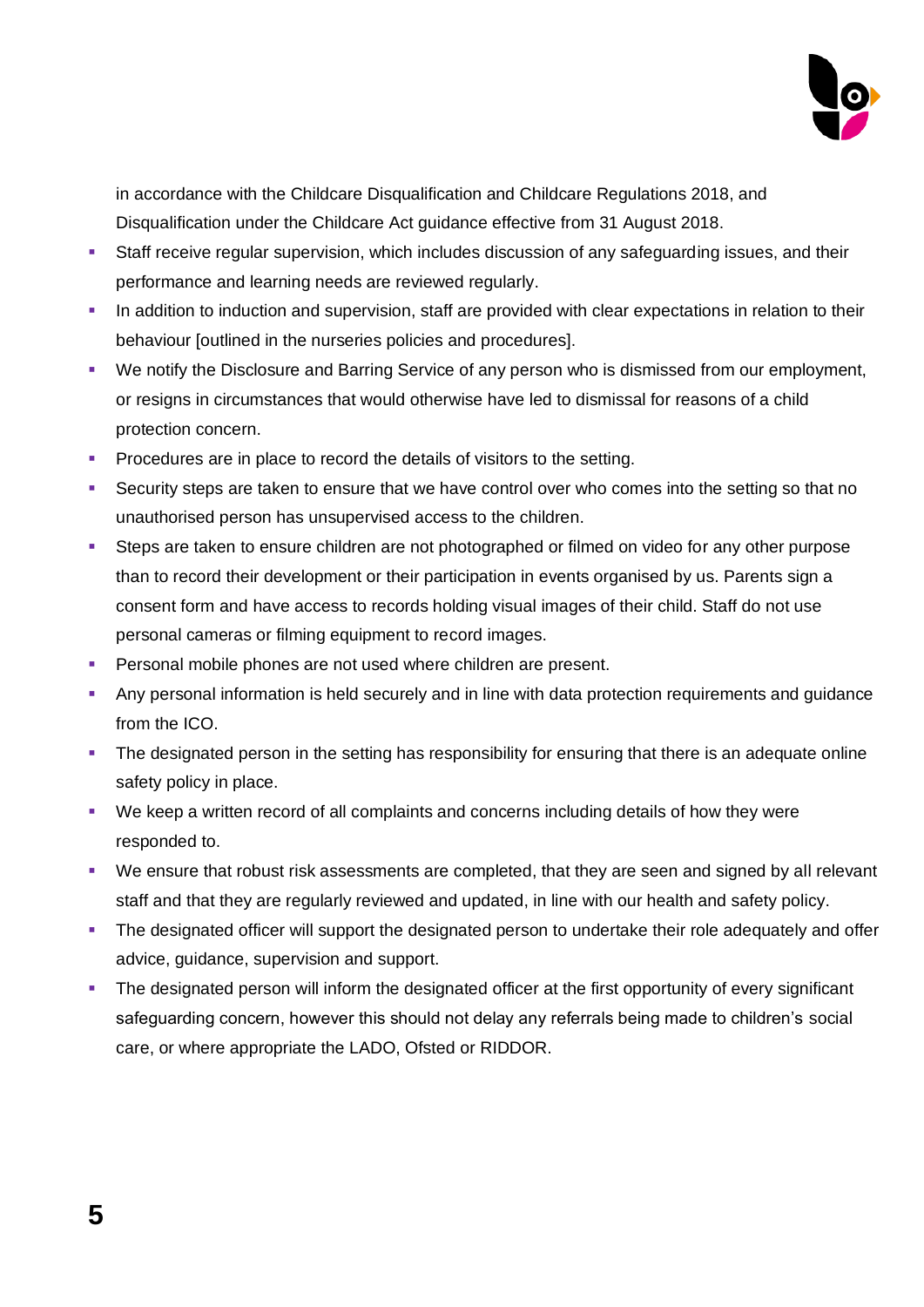in accordance with the Childcare Disqualification and Childcare Regulations 2018, and Disqualification under the Childcare Act guidance effective from 31 August 2018.

- Staff receive regular supervision, which includes discussion of any safeguarding issues, and their performance and learning needs are reviewed regularly.
- In addition to induction and supervision, staff are provided with clear expectations in relation to their behaviour [outlined in the nurseries policies and procedures].
- We notify the Disclosure and Barring Service of any person who is dismissed from our employment, or resigns in circumstances that would otherwise have led to dismissal for reasons of a child protection concern.
- Procedures are in place to record the details of visitors to the setting.
- Security steps are taken to ensure that we have control over who comes into the setting so that no unauthorised person has unsupervised access to the children.
- Steps are taken to ensure children are not photographed or filmed on video for any other purpose than to record their development or their participation in events organised by us. Parents sign a consent form and have access to records holding visual images of their child. Staff do not use personal cameras or filming equipment to record images.
- Personal mobile phones are not used where children are present.
- Any personal information is held securely and in line with data protection requirements and guidance from the ICO.
- The designated person in the setting has responsibility for ensuring that there is an adequate online safety policy in place.
- We keep a written record of all complaints and concerns including details of how they were responded to.
- We ensure that robust risk assessments are completed, that they are seen and signed by all relevant staff and that they are regularly reviewed and updated, in line with our health and safety policy.
- The designated officer will support the designated person to undertake their role adequately and offer advice, guidance, supervision and support.
- The designated person will inform the designated officer at the first opportunity of every significant safeguarding concern, however this should not delay any referrals being made to children's social care, or where appropriate the LADO, Ofsted or RIDDOR.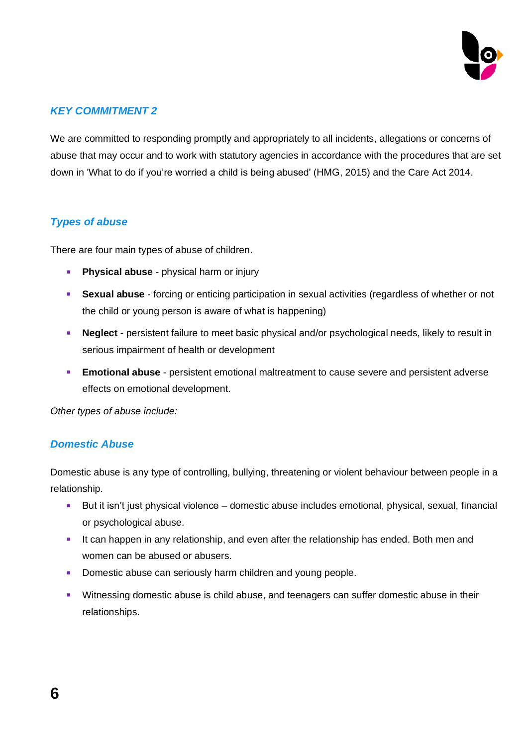## *KEY COMMITMENT 2*

We are committed to responding promptly and appropriately to all incidents, allegations or concerns of abuse that may occur and to work with statutory agencies in accordance with the procedures that are set down in 'What to do if you're worried a child is being abused' (HMG, 2015) and the Care Act 2014.

### *Types of abuse*

There are four main types of abuse of children.

- **Physical abuse** - physical harm or injury
- **Sexual abuse** - forcing or enticing participation in sexual activities (regardless of whether or not the child or young person is aware of what is happening)
- **Neglect** - persistent failure to meet basic physical and/or psychological needs, likely to result in serious impairment of health or development
- **Emotional abuse** - persistent emotional maltreatment to cause severe and persistent adverse effects on emotional development.

*Other types of abuse include:*

### *Domestic Abuse*

Domestic abuse is any type of controlling, bullying, threatening or violent behaviour between people in a relationship.

- But it isn't just physical violence – domestic abuse includes emotional, physical, sexual, financial or psychological abuse.
- It can happen in any relationship, and even after the relationship has ended. Both men and women can be abused or abusers.
- Domestic abuse can seriously harm children and young people.
- Witnessing domestic abuse is child abuse, and teenagers can suffer domestic abuse in their relationships.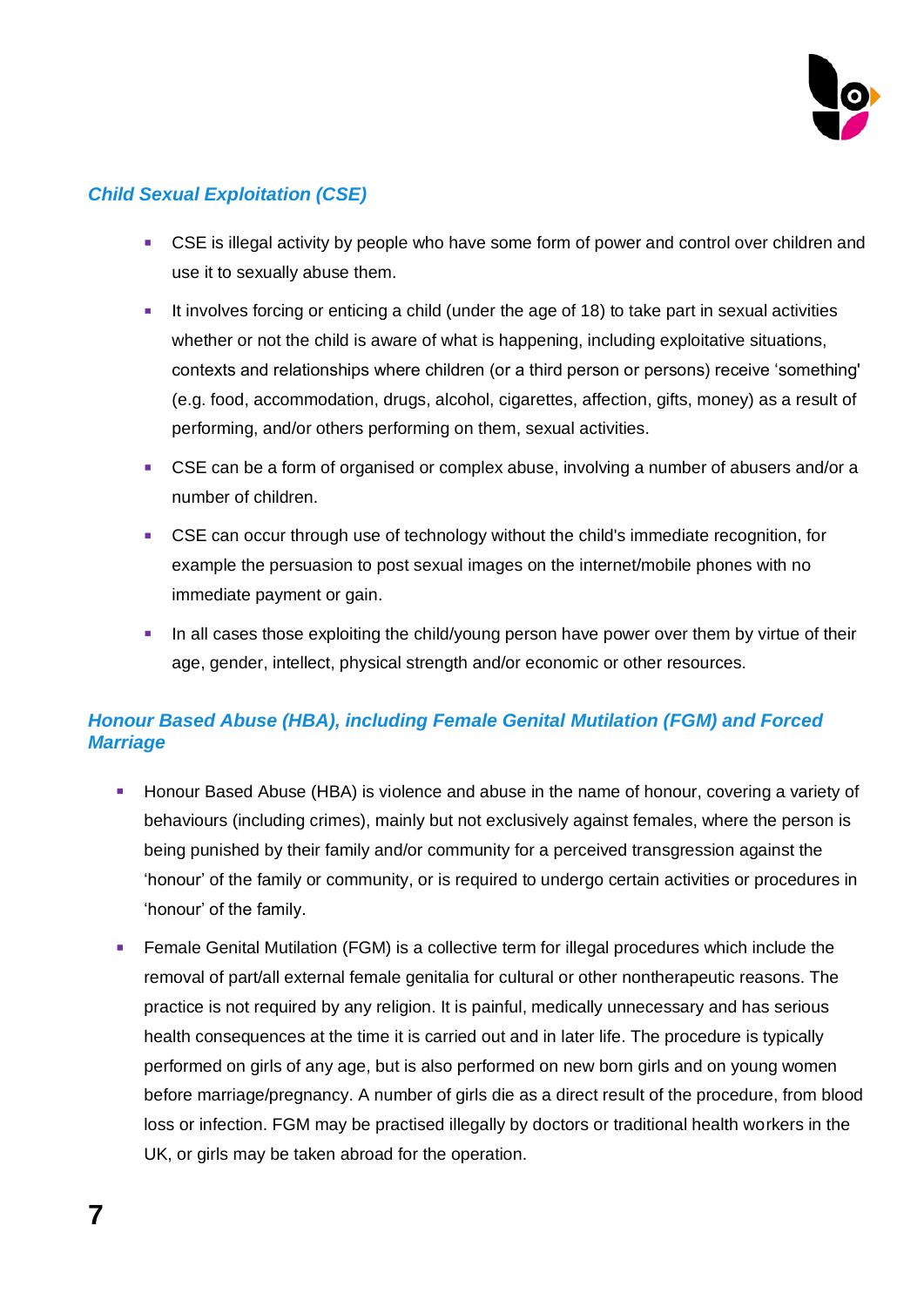### *Child Sexual Exploitation (CSE)*

- CSE is illegal activity by people who have some form of power and control over children and use it to sexually abuse them.
- It involves forcing or enticing a child (under the age of 18) to take part in sexual activities whether or not the child is aware of what is happening, including exploitative situations, contexts and relationships where children (or a third person or persons) receive 'something' (e.g. food, accommodation, drugs, alcohol, cigarettes, affection, gifts, money) as a result of performing, and/or others performing on them, sexual activities.
- CSE can be a form of organised or complex abuse, involving a number of abusers and/or a number of children.
- CSE can occur through use of technology without the child's immediate recognition, for example the persuasion to post sexual images on the internet/mobile phones with no immediate payment or gain.
- In all cases those exploiting the child/young person have power over them by virtue of their age, gender, intellect, physical strength and/or economic or other resources.

### *Honour Based Abuse (HBA), including Female Genital Mutilation (FGM) and Forced Marriage*

- Honour Based Abuse (HBA) is violence and abuse in the name of honour, covering a variety of behaviours (including crimes), mainly but not exclusively against females, where the person is being punished by their family and/or community for a perceived transgression against the 'honour' of the family or community, or is required to undergo certain activities or procedures in 'honour' of the family.
- Female Genital Mutilation (FGM) is a collective term for illegal procedures which include the removal of part/all external female genitalia for cultural or other nontherapeutic reasons. The practice is not required by any religion. It is painful, medically unnecessary and has serious health consequences at the time it is carried out and in later life. The procedure is typically performed on girls of any age, but is also performed on new born girls and on young women before marriage/pregnancy. A number of girls die as a direct result of the procedure, from blood loss or infection. FGM may be practised illegally by doctors or traditional health workers in the UK, or girls may be taken abroad for the operation.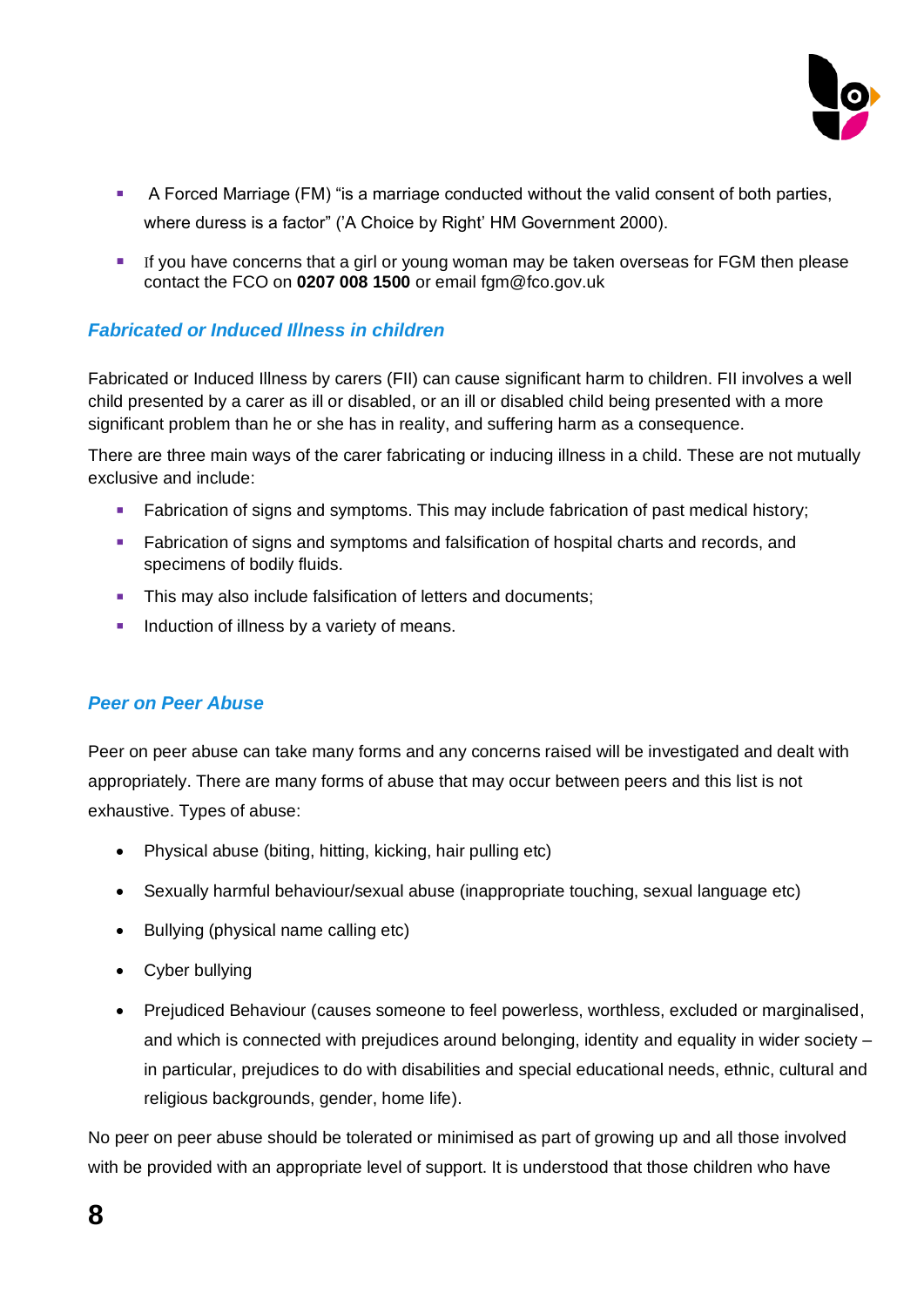- A Forced Marriage (FM) "is a marriage conducted without the valid consent of both parties, where duress is a factor" ('A Choice by Right' HM Government 2000).
- If you have concerns that a girl or young woman may be taken overseas for FGM then please contact the FCO on **0207 008 1500** or email fgm@fco.gov.uk

### *Fabricated or Induced Illness in children*

Fabricated or Induced Illness by carers (FII) can cause significant harm to children. FII involves a well child presented by a carer as ill or disabled, or an ill or disabled child being presented with a more significant problem than he or she has in reality, and suffering harm as a consequence.

There are three main ways of the carer fabricating or inducing illness in a child. These are not mutually exclusive and include:

- Fabrication of signs and symptoms. This may include fabrication of past medical history;
- Fabrication of signs and symptoms and falsification of hospital charts and records, and specimens of bodily fluids.
- This may also include falsification of letters and documents;
- Induction of illness by a variety of means.

### *Peer on Peer Abuse*

Peer on peer abuse can take many forms and any concerns raised will be investigated and dealt with appropriately. There are many forms of abuse that may occur between peers and this list is not exhaustive. Types of abuse:

- Physical abuse (biting, hitting, kicking, hair pulling etc)
- Sexually harmful behaviour/sexual abuse (inappropriate touching, sexual language etc)
- Bullying (physical name calling etc)
- Cyber bullying
- Prejudiced Behaviour (causes someone to feel powerless, worthless, excluded or marginalised, and which is connected with prejudices around belonging, identity and equality in wider society – in particular, prejudices to do with disabilities and special educational needs, ethnic, cultural and religious backgrounds, gender, home life).

No peer on peer abuse should be tolerated or minimised as part of growing up and all those involved with be provided with an appropriate level of support. It is understood that those children who have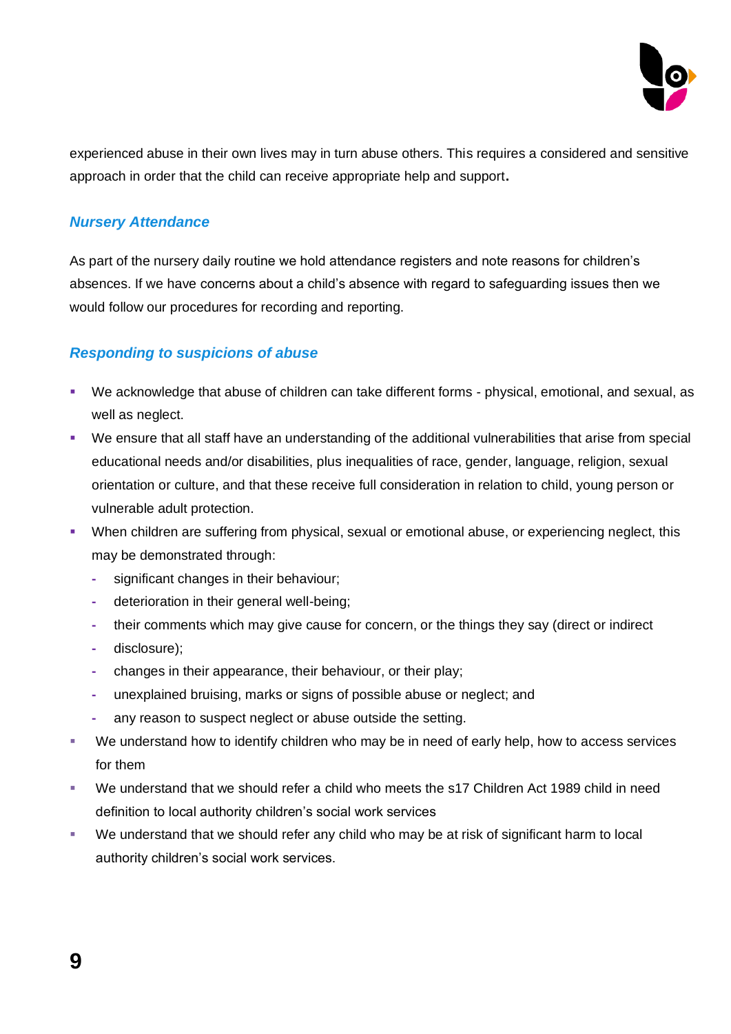experienced abuse in their own lives may in turn abuse others. This requires a considered and sensitive approach in order that the child can receive appropriate help and support**.**

### *Nursery Attendance*

As part of the nursery daily routine we hold attendance registers and note reasons for children's absences. If we have concerns about a child's absence with regard to safeguarding issues then we would follow our procedures for recording and reporting.

### *Responding to suspicions of abuse*

- We acknowledge that abuse of children can take different forms - physical, emotional, and sexual, as well as neglect.
- We ensure that all staff have an understanding of the additional vulnerabilities that arise from special educational needs and/or disabilities, plus inequalities of race, gender, language, religion, sexual orientation or culture, and that these receive full consideration in relation to child, young person or vulnerable adult protection.
- When children are suffering from physical, sexual or emotional abuse, or experiencing neglect, this may be demonstrated through:
  - significant changes in their behaviour;
  - deterioration in their general well-being;
  - their comments which may give cause for concern, or the things they say (direct or indirect
  - disclosure);
  - changes in their appearance, their behaviour, or their play;
  - unexplained bruising, marks or signs of possible abuse or neglect; and
  - any reason to suspect neglect or abuse outside the setting.
- We understand how to identify children who may be in need of early help, how to access services for them
- We understand that we should refer a child who meets the s17 Children Act 1989 child in need definition to local authority children's social work services
- We understand that we should refer any child who may be at risk of significant harm to local authority children's social work services.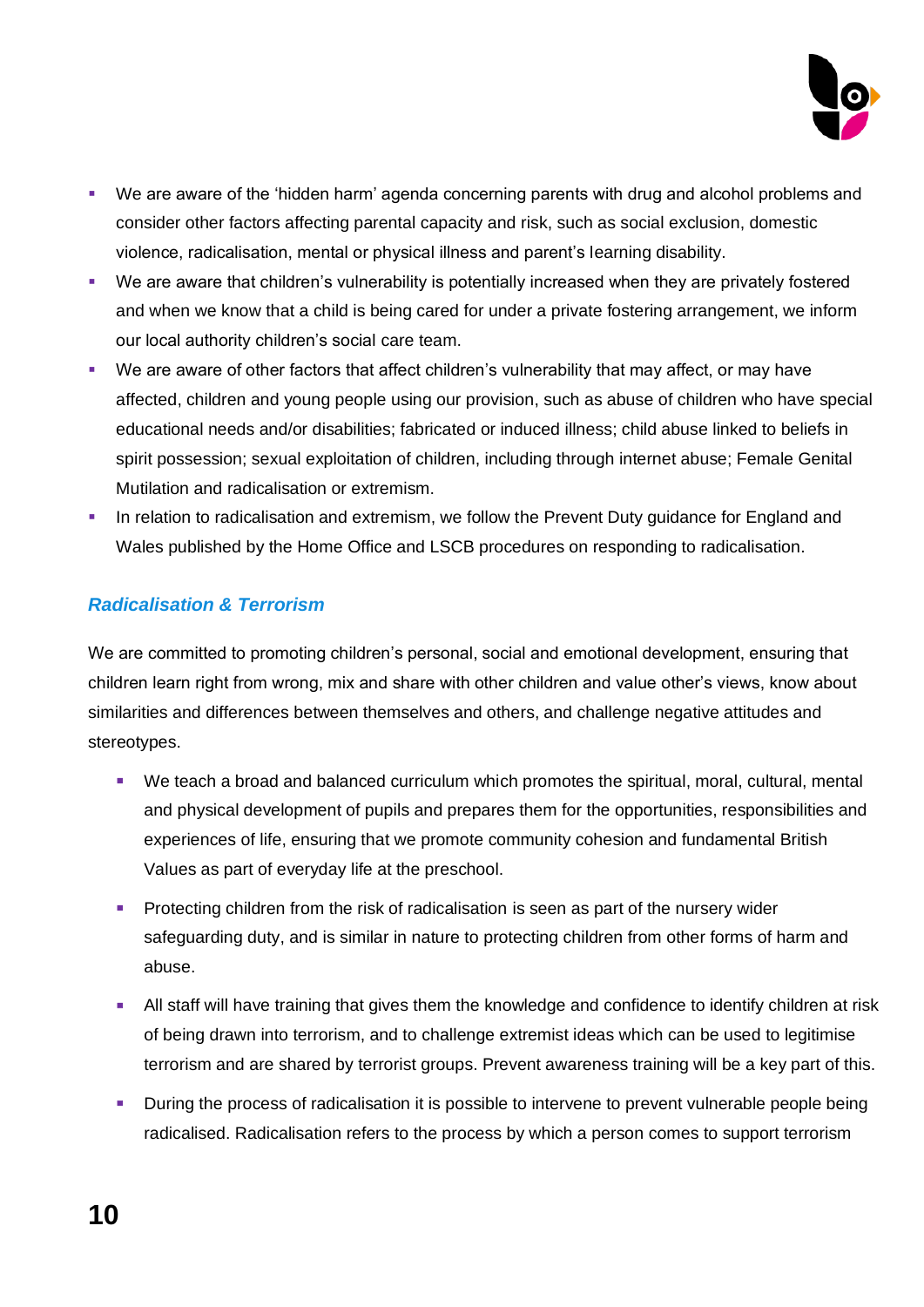- We are aware of the 'hidden harm' agenda concerning parents with drug and alcohol problems and consider other factors affecting parental capacity and risk, such as social exclusion, domestic violence, radicalisation, mental or physical illness and parent's learning disability.
- We are aware that children's vulnerability is potentially increased when they are privately fostered and when we know that a child is being cared for under a private fostering arrangement, we inform our local authority children's social care team.
- We are aware of other factors that affect children's vulnerability that may affect, or may have affected, children and young people using our provision, such as abuse of children who have special educational needs and/or disabilities; fabricated or induced illness; child abuse linked to beliefs in spirit possession; sexual exploitation of children, including through internet abuse; Female Genital Mutilation and radicalisation or extremism.
- In relation to radicalisation and extremism, we follow the Prevent Duty guidance for England and Wales published by the Home Office and LSCB procedures on responding to radicalisation.

### *Radicalisation & Terrorism*

We are committed to promoting children's personal, social and emotional development, ensuring that children learn right from wrong, mix and share with other children and value other's views, know about similarities and differences between themselves and others, and challenge negative attitudes and stereotypes.

- We teach a broad and balanced curriculum which promotes the spiritual, moral, cultural, mental and physical development of pupils and prepares them for the opportunities, responsibilities and experiences of life, ensuring that we promote community cohesion and fundamental British Values as part of everyday life at the preschool.
- Protecting children from the risk of radicalisation is seen as part of the nursery wider safeguarding duty, and is similar in nature to protecting children from other forms of harm and abuse.
- All staff will have training that gives them the knowledge and confidence to identify children at risk of being drawn into terrorism, and to challenge extremist ideas which can be used to legitimise terrorism and are shared by terrorist groups. Prevent awareness training will be a key part of this.
- During the process of radicalisation it is possible to intervene to prevent vulnerable people being radicalised. Radicalisation refers to the process by which a person comes to support terrorism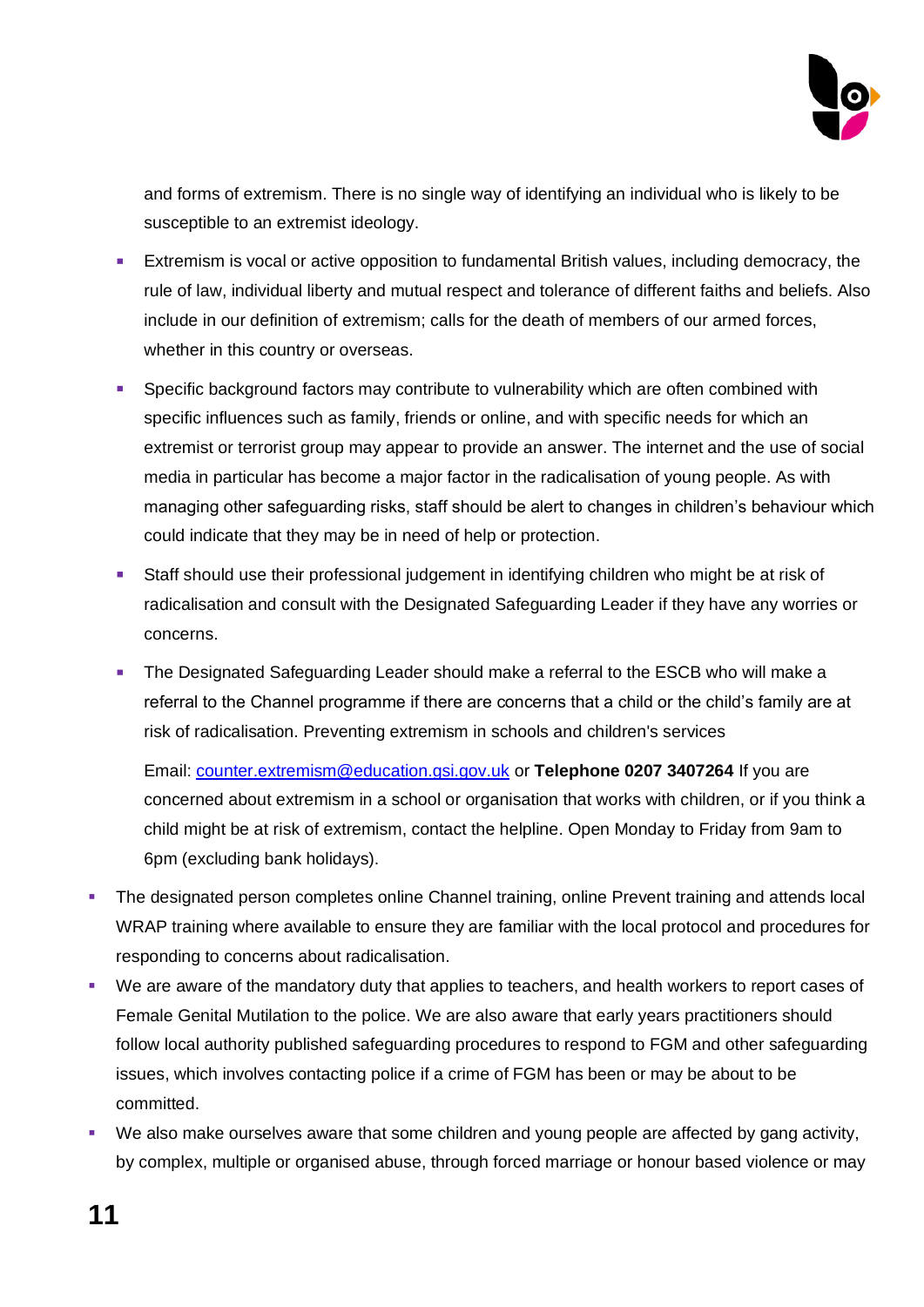and forms of extremism. There is no single way of identifying an individual who is likely to be susceptible to an extremist ideology.

  - Extremism is vocal or active opposition to fundamental British values, including democracy, the rule of law, individual liberty and mutual respect and tolerance of different faiths and beliefs. Also include in our definition of extremism; calls for the death of members of our armed forces, whether in this country or overseas.
  - Specific background factors may contribute to vulnerability which are often combined with specific influences such as family, friends or online, and with specific needs for which an extremist or terrorist group may appear to provide an answer. The internet and the use of social media in particular has become a major factor in the radicalisation of young people. As with managing other safeguarding risks, staff should be alert to changes in children's behaviour which could indicate that they may be in need of help or protection.
  - Staff should use their professional judgement in identifying children who might be at risk of radicalisation and consult with the Designated Safeguarding Leader if they have any worries or concerns.
  - The Designated Safeguarding Leader should make a referral to the ESCB who will make a referral to the Channel programme if there are concerns that a child or the child's family are at risk of radicalisation. Preventing extremism in schools and children's services

    Email: [counter.extremism@education.gsi.gov.uk](mailto:counter.extremism@education.gsi.gov.uk) or **Telephone 0207 3407264** If you are concerned about extremism in a school or organisation that works with children, or if you think a child might be at risk of extremism, contact the helpline. Open Monday to Friday from 9am to 6pm (excluding bank holidays).

- The designated person completes online Channel training, online Prevent training and attends local WRAP training where available to ensure they are familiar with the local protocol and procedures for responding to concerns about radicalisation.
- We are aware of the mandatory duty that applies to teachers, and health workers to report cases of Female Genital Mutilation to the police. We are also aware that early years practitioners should follow local authority published safeguarding procedures to respond to FGM and other safeguarding issues, which involves contacting police if a crime of FGM has been or may be about to be committed.
- We also make ourselves aware that some children and young people are affected by gang activity, by complex, multiple or organised abuse, through forced marriage or honour based violence or may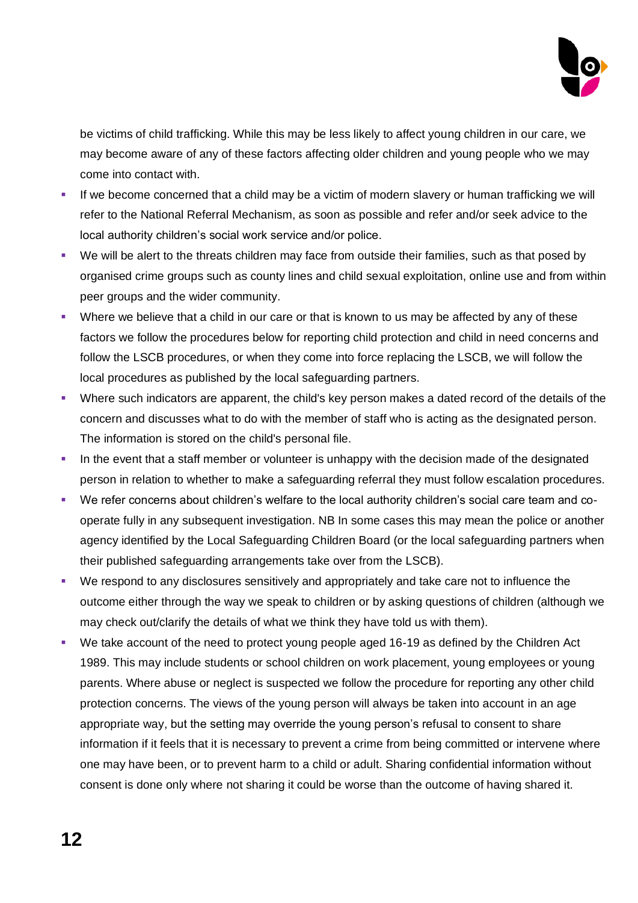be victims of child trafficking. While this may be less likely to affect young children in our care, we may become aware of any of these factors affecting older children and young people who we may come into contact with.

- If we become concerned that a child may be a victim of modern slavery or human trafficking we will refer to the National Referral Mechanism, as soon as possible and refer and/or seek advice to the local authority children's social work service and/or police.
- We will be alert to the threats children may face from outside their families, such as that posed by organised crime groups such as county lines and child sexual exploitation, online use and from within peer groups and the wider community.
- Where we believe that a child in our care or that is known to us may be affected by any of these factors we follow the procedures below for reporting child protection and child in need concerns and follow the LSCB procedures, or when they come into force replacing the LSCB, we will follow the local procedures as published by the local safeguarding partners.
- Where such indicators are apparent, the child's key person makes a dated record of the details of the concern and discusses what to do with the member of staff who is acting as the designated person. The information is stored on the child's personal file.
- In the event that a staff member or volunteer is unhappy with the decision made of the designated person in relation to whether to make a safeguarding referral they must follow escalation procedures.
- We refer concerns about children's welfare to the local authority children's social care team and co-operate fully in any subsequent investigation. NB In some cases this may mean the police or another agency identified by the Local Safeguarding Children Board (or the local safeguarding partners when their published safeguarding arrangements take over from the LSCB).
- We respond to any disclosures sensitively and appropriately and take care not to influence the outcome either through the way we speak to children or by asking questions of children (although we may check out/clarify the details of what we think they have told us with them).
- We take account of the need to protect young people aged 16-19 as defined by the Children Act 1989. This may include students or school children on work placement, young employees or young parents. Where abuse or neglect is suspected we follow the procedure for reporting any other child protection concerns. The views of the young person will always be taken into account in an age appropriate way, but the setting may override the young person's refusal to consent to share information if it feels that it is necessary to prevent a crime from being committed or intervene where one may have been, or to prevent harm to a child or adult. Sharing confidential information without consent is done only where not sharing it could be worse than the outcome of having shared it.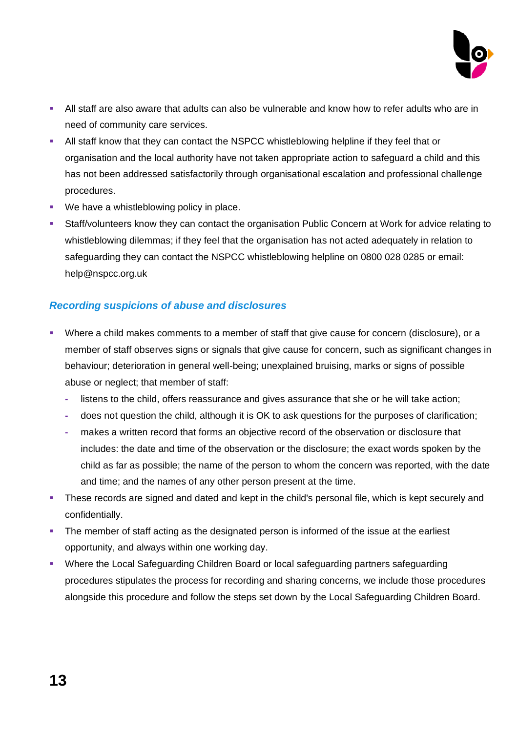- All staff are also aware that adults can also be vulnerable and know how to refer adults who are in need of community care services.
- All staff know that they can contact the NSPCC whistleblowing helpline if they feel that or organisation and the local authority have not taken appropriate action to safeguard a child and this has not been addressed satisfactorily through organisational escalation and professional challenge procedures.
- We have a whistleblowing policy in place.
- Staff/volunteers know they can contact the organisation Public Concern at Work for advice relating to whistleblowing dilemmas; if they feel that the organisation has not acted adequately in relation to safeguarding they can contact the NSPCC whistleblowing helpline on 0800 028 0285 or email: help@nspcc.org.uk

### *Recording suspicions of abuse and disclosures*

- Where a child makes comments to a member of staff that give cause for concern (disclosure), or a member of staff observes signs or signals that give cause for concern, such as significant changes in behaviour; deterioration in general well-being; unexplained bruising, marks or signs of possible abuse or neglect; that member of staff:
  - listens to the child, offers reassurance and gives assurance that she or he will take action;
  - does not question the child, although it is OK to ask questions for the purposes of clarification;
  - makes a written record that forms an objective record of the observation or disclosure that includes: the date and time of the observation or the disclosure; the exact words spoken by the child as far as possible; the name of the person to whom the concern was reported, with the date and time; and the names of any other person present at the time.
- These records are signed and dated and kept in the child's personal file, which is kept securely and confidentially.
- The member of staff acting as the designated person is informed of the issue at the earliest opportunity, and always within one working day.
- Where the Local Safeguarding Children Board or local safeguarding partners safeguarding procedures stipulates the process for recording and sharing concerns, we include those procedures alongside this procedure and follow the steps set down by the Local Safeguarding Children Board.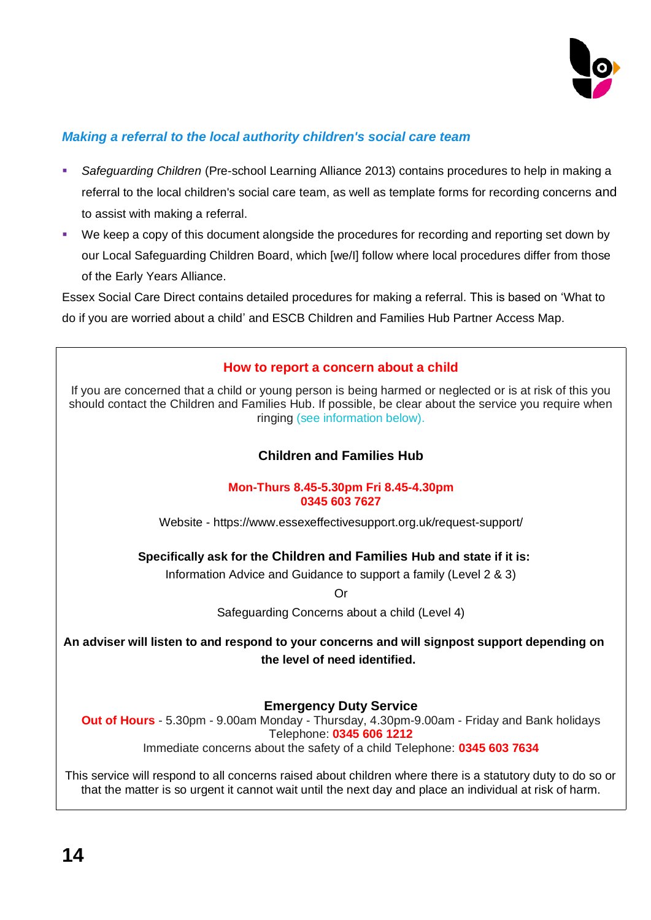### *Making a referral to the local authority children's social care team*

- *Safeguarding Children* (Pre-school Learning Alliance 2013) contains procedures to help in making a referral to the local children's social care team, as well as template forms for recording concerns and to assist with making a referral.
- We keep a copy of this document alongside the procedures for recording and reporting set down by our Local Safeguarding Children Board, which [we/I] follow where local procedures differ from those of the Early Years Alliance.

Essex Social Care Direct contains detailed procedures for making a referral. This is based on 'What to do if you are worried about a child' and ESCB Children and Families Hub Partner Access Map.

**How to report a concern about a child**

If you are concerned that a child or young person is being harmed or neglected or is at risk of this you should contact the Children and Families Hub. If possible, be clear about the service you require when ringing (see information below).

**Children and Families Hub**

**Mon-Thurs 8.45-5.30pm Fri 8.45-4.30pm**
**0345 603 7627**

Website - https://www.essexeffectivesupport.org.uk/request-support/

**Specifically ask for the Children and Families Hub and state if it is:**

Information Advice and Guidance to support a family (Level 2 & 3)

Or

Safeguarding Concerns about a child (Level 4)

**An adviser will listen to and respond to your concerns and will signpost support depending on the level of need identified.**

**Emergency Duty Service**

**Out of Hours** - 5.30pm - 9.00am Monday - Thursday, 4.30pm-9.00am - Friday and Bank holidays
Telephone: **0345 606 1212**
Immediate concerns about the safety of a child Telephone: **0345 603 7634**

This service will respond to all concerns raised about children where there is a statutory duty to do so or that the matter is so urgent it cannot wait until the next day and place an individual at risk of harm.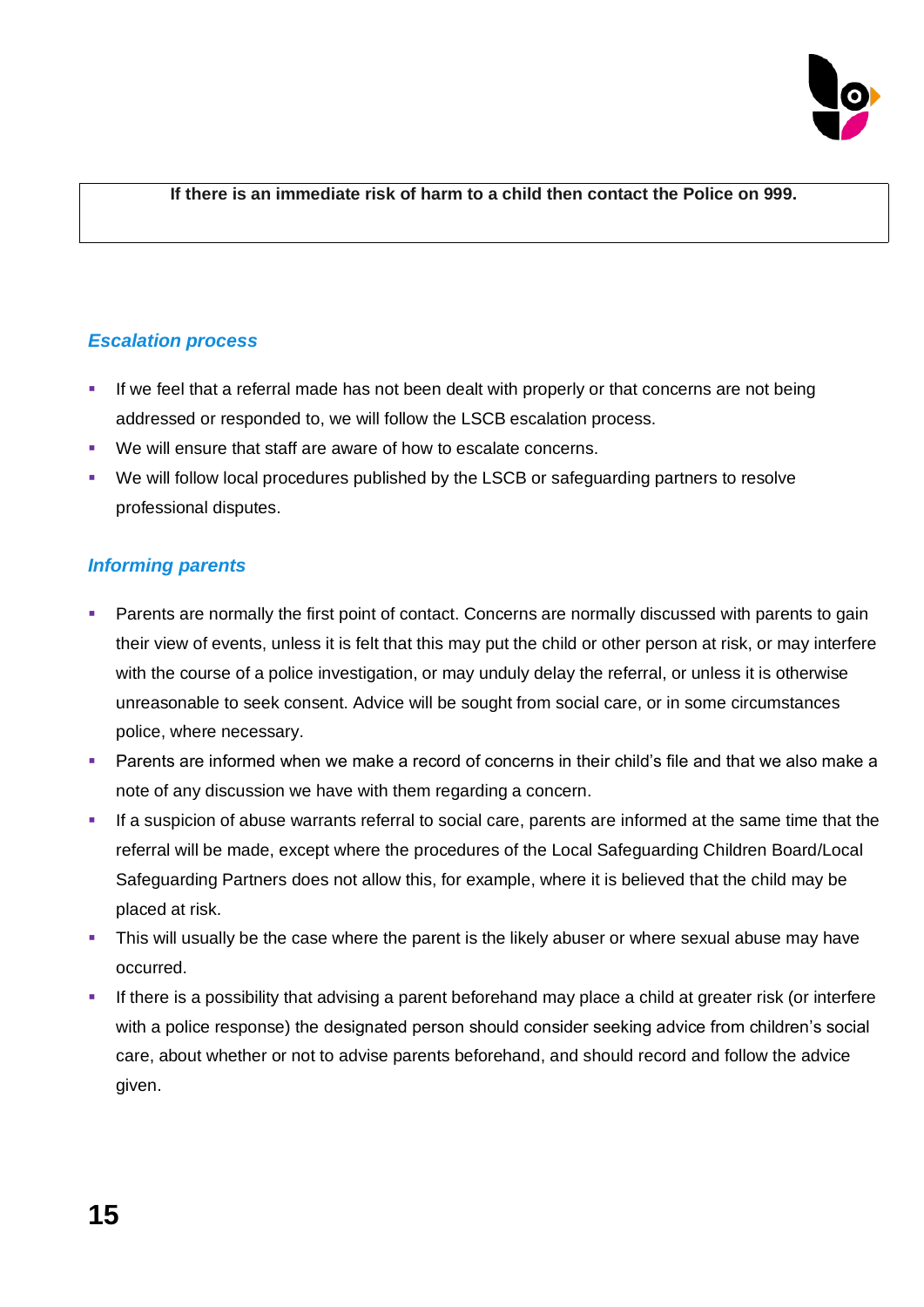**If there is an immediate risk of harm to a child then contact the Police on 999.**

### *Escalation process*

- If we feel that a referral made has not been dealt with properly or that concerns are not being addressed or responded to, we will follow the LSCB escalation process.
- We will ensure that staff are aware of how to escalate concerns.
- We will follow local procedures published by the LSCB or safeguarding partners to resolve professional disputes.

### *Informing parents*

- Parents are normally the first point of contact. Concerns are normally discussed with parents to gain their view of events, unless it is felt that this may put the child or other person at risk, or may interfere with the course of a police investigation, or may unduly delay the referral, or unless it is otherwise unreasonable to seek consent. Advice will be sought from social care, or in some circumstances police, where necessary.
- Parents are informed when we make a record of concerns in their child's file and that we also make a note of any discussion we have with them regarding a concern.
- If a suspicion of abuse warrants referral to social care, parents are informed at the same time that the referral will be made, except where the procedures of the Local Safeguarding Children Board/Local Safeguarding Partners does not allow this, for example, where it is believed that the child may be placed at risk.
- This will usually be the case where the parent is the likely abuser or where sexual abuse may have occurred.
- If there is a possibility that advising a parent beforehand may place a child at greater risk (or interfere with a police response) the designated person should consider seeking advice from children's social care, about whether or not to advise parents beforehand, and should record and follow the advice given.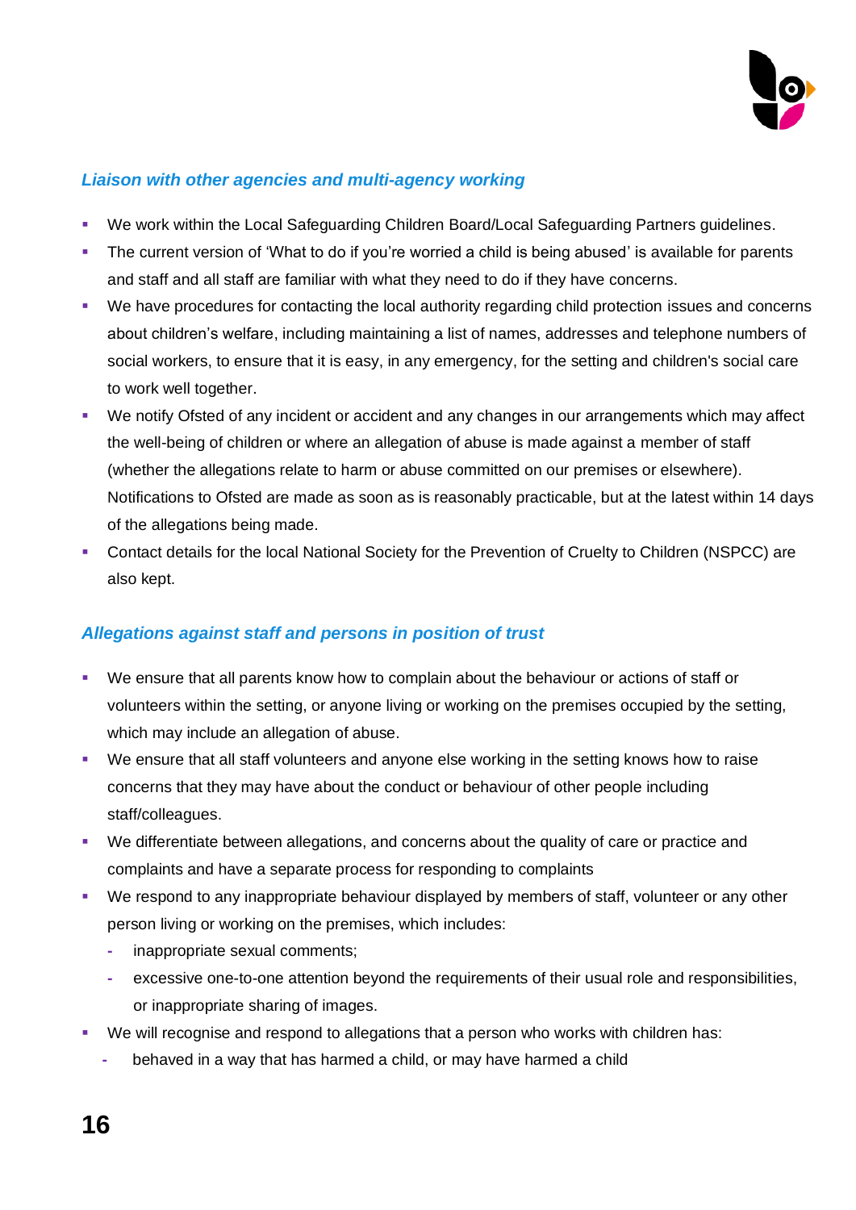### *Liaison with other agencies and multi-agency working*

- We work within the Local Safeguarding Children Board/Local Safeguarding Partners guidelines.
- The current version of 'What to do if you're worried a child is being abused' is available for parents and staff and all staff are familiar with what they need to do if they have concerns.
- We have procedures for contacting the local authority regarding child protection issues and concerns about children's welfare, including maintaining a list of names, addresses and telephone numbers of social workers, to ensure that it is easy, in any emergency, for the setting and children's social care to work well together.
- We notify Ofsted of any incident or accident and any changes in our arrangements which may affect the well-being of children or where an allegation of abuse is made against a member of staff (whether the allegations relate to harm or abuse committed on our premises or elsewhere). Notifications to Ofsted are made as soon as is reasonably practicable, but at the latest within 14 days of the allegations being made.
- Contact details for the local National Society for the Prevention of Cruelty to Children (NSPCC) are also kept.

### *Allegations against staff and persons in position of trust*

- We ensure that all parents know how to complain about the behaviour or actions of staff or volunteers within the setting, or anyone living or working on the premises occupied by the setting, which may include an allegation of abuse.
- We ensure that all staff volunteers and anyone else working in the setting knows how to raise concerns that they may have about the conduct or behaviour of other people including staff/colleagues.
- We differentiate between allegations, and concerns about the quality of care or practice and complaints and have a separate process for responding to complaints
- We respond to any inappropriate behaviour displayed by members of staff, volunteer or any other person living or working on the premises, which includes:
  - inappropriate sexual comments;
  - excessive one-to-one attention beyond the requirements of their usual role and responsibilities, or inappropriate sharing of images.
- We will recognise and respond to allegations that a person who works with children has:
  - behaved in a way that has harmed a child, or may have harmed a child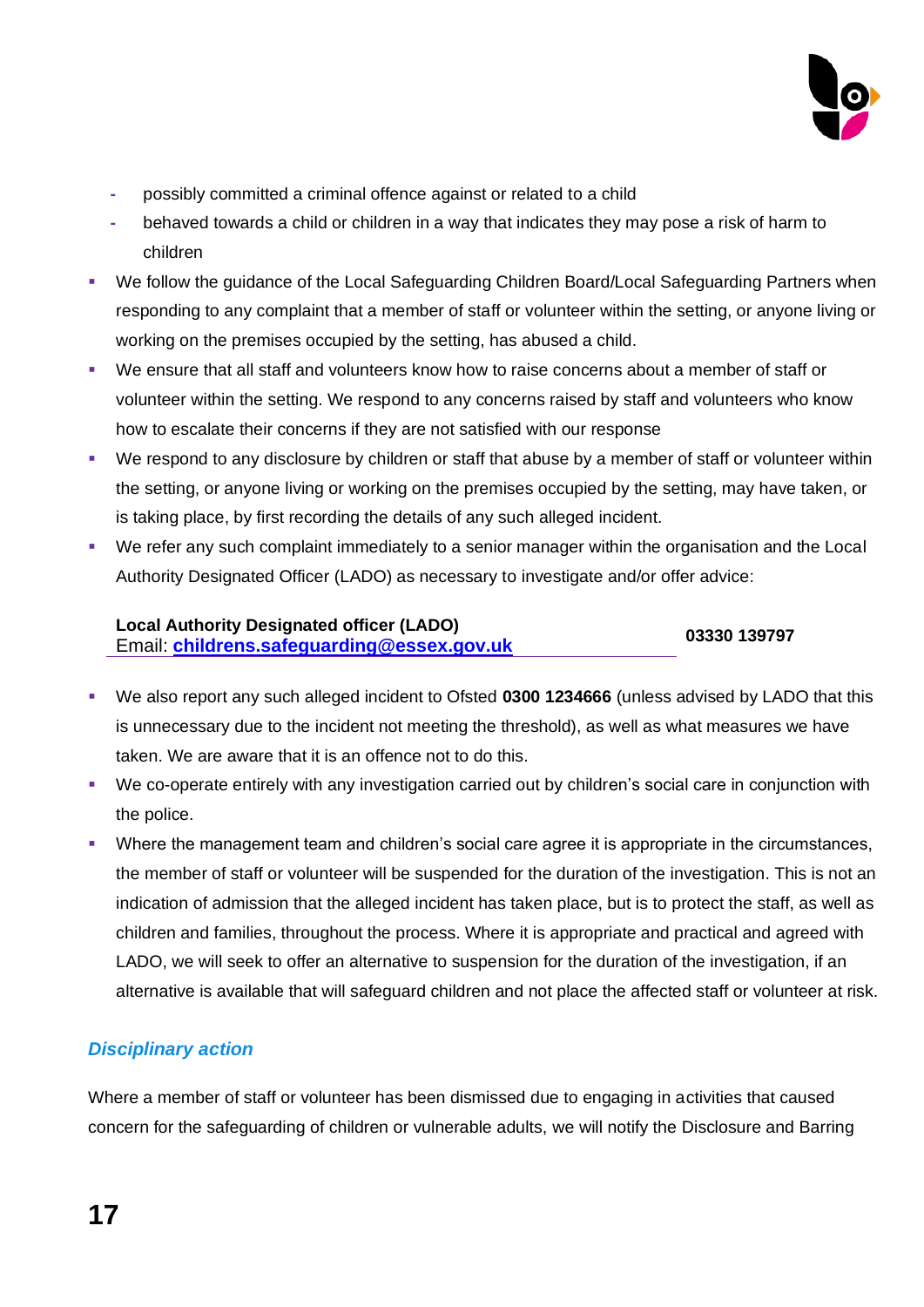- possibly committed a criminal offence against or related to a child
  - behaved towards a child or children in a way that indicates they may pose a risk of harm to children
- We follow the guidance of the Local Safeguarding Children Board/Local Safeguarding Partners when responding to any complaint that a member of staff or volunteer within the setting, or anyone living or working on the premises occupied by the setting, has abused a child.
- We ensure that all staff and volunteers know how to raise concerns about a member of staff or volunteer within the setting. We respond to any concerns raised by staff and volunteers who know how to escalate their concerns if they are not satisfied with our response
- We respond to any disclosure by children or staff that abuse by a member of staff or volunteer within the setting, or anyone living or working on the premises occupied by the setting, may have taken, or is taking place, by first recording the details of any such alleged incident.
- We refer any such complaint immediately to a senior manager within the organisation and the Local Authority Designated Officer (LADO) as necessary to investigate and/or offer advice:

| **Local Authority Designated officer (LADO)**<br>Email: **childrens.safeguarding@essex.gov.uk** | **03330 139797** |
|---|---|

- We also report any such alleged incident to Ofsted **0300 1234666** (unless advised by LADO that this is unnecessary due to the incident not meeting the threshold), as well as what measures we have taken. We are aware that it is an offence not to do this.
- We co-operate entirely with any investigation carried out by children's social care in conjunction with the police.
- Where the management team and children's social care agree it is appropriate in the circumstances, the member of staff or volunteer will be suspended for the duration of the investigation. This is not an indication of admission that the alleged incident has taken place, but is to protect the staff, as well as children and families, throughout the process. Where it is appropriate and practical and agreed with LADO, we will seek to offer an alternative to suspension for the duration of the investigation, if an alternative is available that will safeguard children and not place the affected staff or volunteer at risk.

### *Disciplinary action*

Where a member of staff or volunteer has been dismissed due to engaging in activities that caused concern for the safeguarding of children or vulnerable adults, we will notify the Disclosure and Barring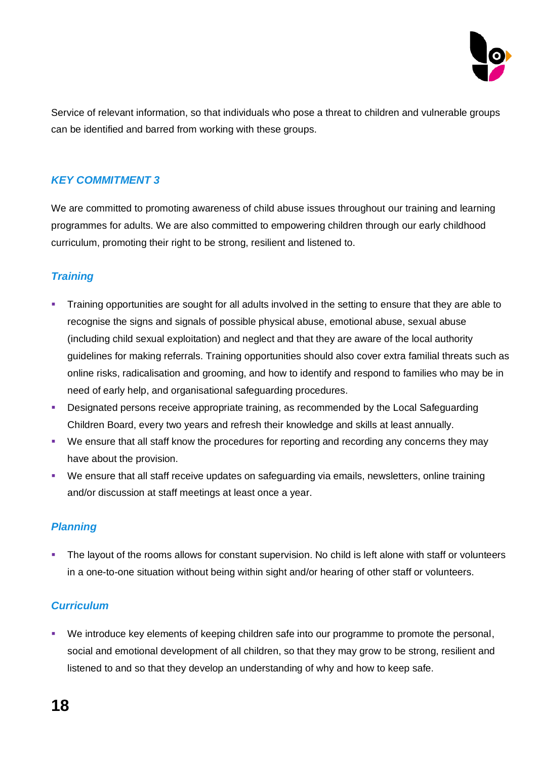Service of relevant information, so that individuals who pose a threat to children and vulnerable groups can be identified and barred from working with these groups.

### *KEY COMMITMENT 3*

We are committed to promoting awareness of child abuse issues throughout our training and learning programmes for adults. We are also committed to empowering children through our early childhood curriculum, promoting their right to be strong, resilient and listened to.

#### *Training*

- Training opportunities are sought for all adults involved in the setting to ensure that they are able to recognise the signs and signals of possible physical abuse, emotional abuse, sexual abuse (including child sexual exploitation) and neglect and that they are aware of the local authority guidelines for making referrals. Training opportunities should also cover extra familial threats such as online risks, radicalisation and grooming, and how to identify and respond to families who may be in need of early help, and organisational safeguarding procedures.
- Designated persons receive appropriate training, as recommended by the Local Safeguarding Children Board, every two years and refresh their knowledge and skills at least annually.
- We ensure that all staff know the procedures for reporting and recording any concerns they may have about the provision.
- We ensure that all staff receive updates on safeguarding via emails, newsletters, online training and/or discussion at staff meetings at least once a year.

#### *Planning*

- The layout of the rooms allows for constant supervision. No child is left alone with staff or volunteers in a one-to-one situation without being within sight and/or hearing of other staff or volunteers.

#### *Curriculum*

- We introduce key elements of keeping children safe into our programme to promote the personal, social and emotional development of all children, so that they may grow to be strong, resilient and listened to and so that they develop an understanding of why and how to keep safe.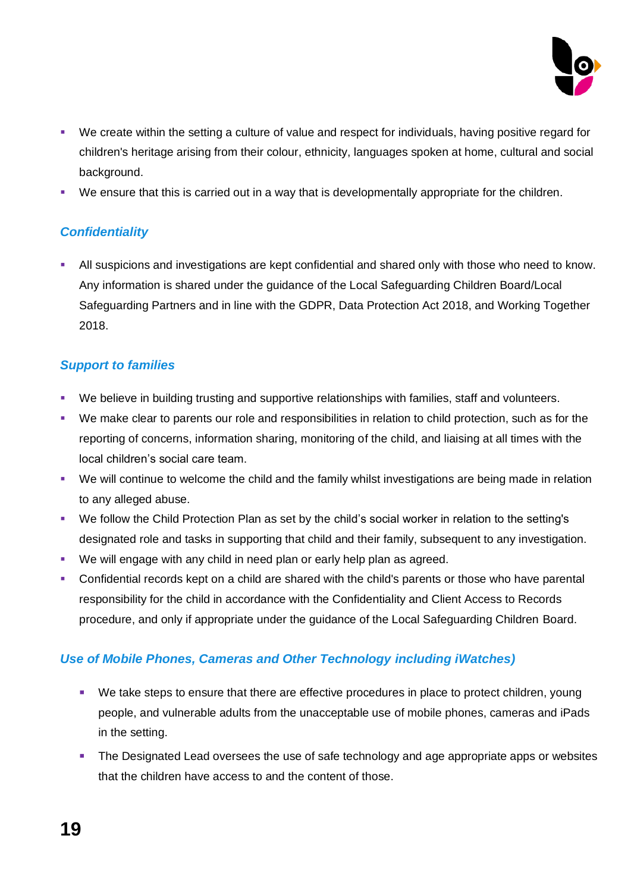- We create within the setting a culture of value and respect for individuals, having positive regard for children's heritage arising from their colour, ethnicity, languages spoken at home, cultural and social background.
- We ensure that this is carried out in a way that is developmentally appropriate for the children.

### *Confidentiality*

- All suspicions and investigations are kept confidential and shared only with those who need to know. Any information is shared under the guidance of the Local Safeguarding Children Board/Local Safeguarding Partners and in line with the GDPR, Data Protection Act 2018, and Working Together 2018.

### *Support to families*

- We believe in building trusting and supportive relationships with families, staff and volunteers.
- We make clear to parents our role and responsibilities in relation to child protection, such as for the reporting of concerns, information sharing, monitoring of the child, and liaising at all times with the local children's social care team.
- We will continue to welcome the child and the family whilst investigations are being made in relation to any alleged abuse.
- We follow the Child Protection Plan as set by the child's social worker in relation to the setting's designated role and tasks in supporting that child and their family, subsequent to any investigation.
- We will engage with any child in need plan or early help plan as agreed.
- Confidential records kept on a child are shared with the child's parents or those who have parental responsibility for the child in accordance with the Confidentiality and Client Access to Records procedure, and only if appropriate under the guidance of the Local Safeguarding Children Board.

### *Use of Mobile Phones, Cameras and Other Technology including iWatches)*

- We take steps to ensure that there are effective procedures in place to protect children, young people, and vulnerable adults from the unacceptable use of mobile phones, cameras and iPads in the setting.
- The Designated Lead oversees the use of safe technology and age appropriate apps or websites that the children have access to and the content of those.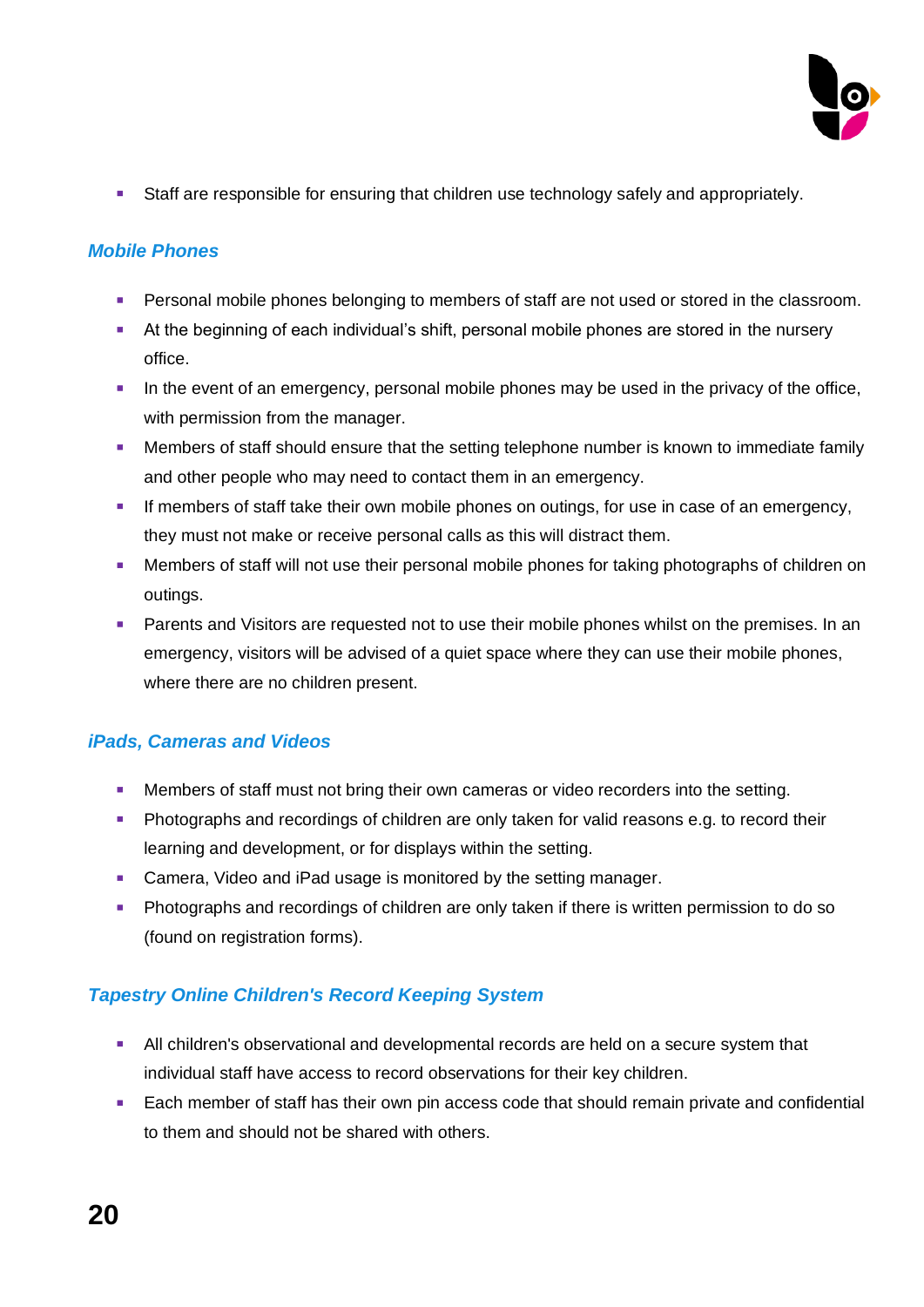- Staff are responsible for ensuring that children use technology safely and appropriately.

### *Mobile Phones*

- Personal mobile phones belonging to members of staff are not used or stored in the classroom.
- At the beginning of each individual's shift, personal mobile phones are stored in the nursery office.
- In the event of an emergency, personal mobile phones may be used in the privacy of the office, with permission from the manager.
- Members of staff should ensure that the setting telephone number is known to immediate family and other people who may need to contact them in an emergency.
- If members of staff take their own mobile phones on outings, for use in case of an emergency, they must not make or receive personal calls as this will distract them.
- Members of staff will not use their personal mobile phones for taking photographs of children on outings.
- Parents and Visitors are requested not to use their mobile phones whilst on the premises. In an emergency, visitors will be advised of a quiet space where they can use their mobile phones, where there are no children present.

### *iPads, Cameras and Videos*

- Members of staff must not bring their own cameras or video recorders into the setting.
- Photographs and recordings of children are only taken for valid reasons e.g. to record their learning and development, or for displays within the setting.
- Camera, Video and iPad usage is monitored by the setting manager.
- Photographs and recordings of children are only taken if there is written permission to do so (found on registration forms).

### *Tapestry Online Children's Record Keeping System*

- All children's observational and developmental records are held on a secure system that individual staff have access to record observations for their key children.
- Each member of staff has their own pin access code that should remain private and confidential to them and should not be shared with others.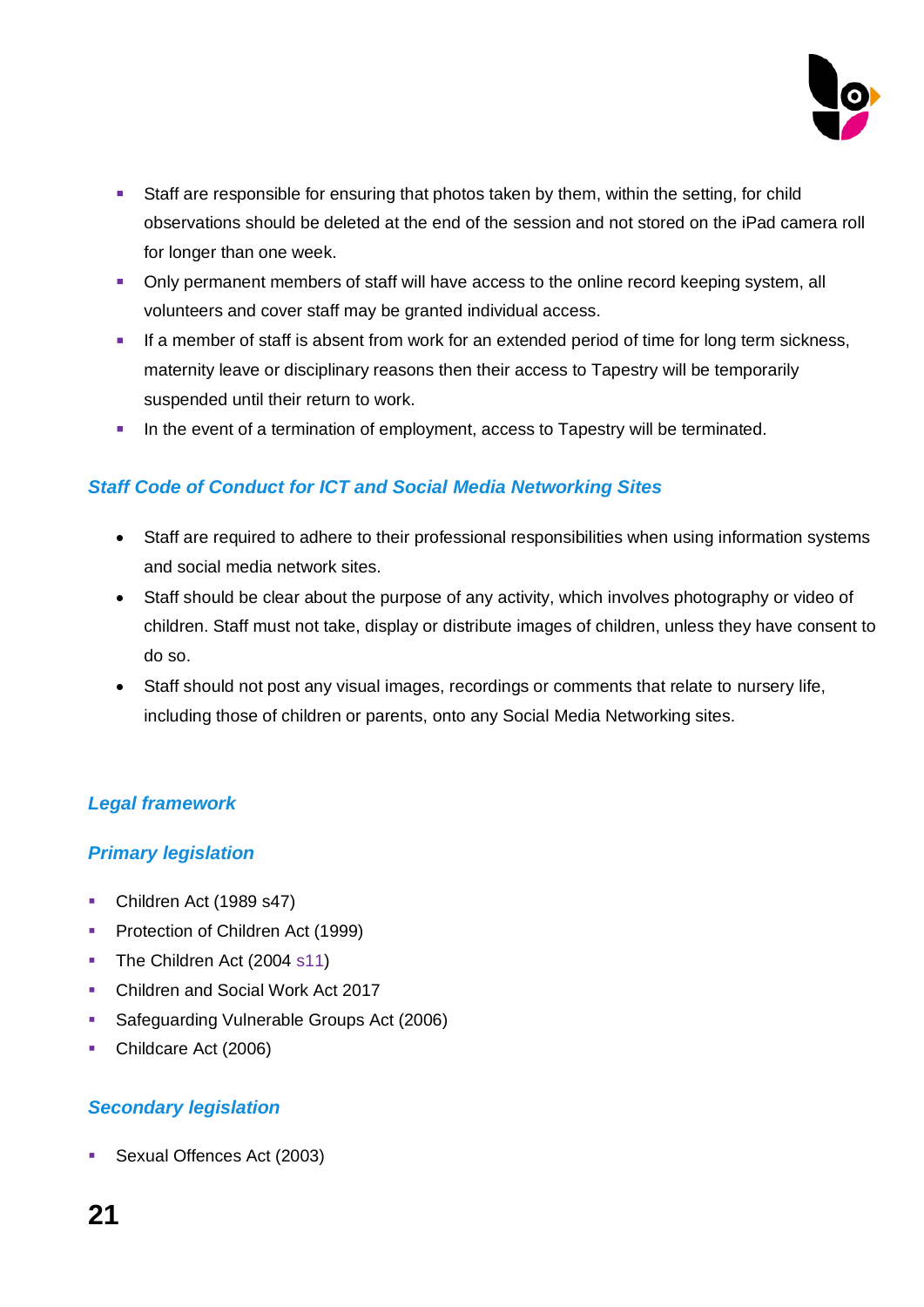- Staff are responsible for ensuring that photos taken by them, within the setting, for child observations should be deleted at the end of the session and not stored on the iPad camera roll for longer than one week.
- Only permanent members of staff will have access to the online record keeping system, all volunteers and cover staff may be granted individual access.
- If a member of staff is absent from work for an extended period of time for long term sickness, maternity leave or disciplinary reasons then their access to Tapestry will be temporarily suspended until their return to work.
- In the event of a termination of employment, access to Tapestry will be terminated.

### *Staff Code of Conduct for ICT and Social Media Networking Sites*

- Staff are required to adhere to their professional responsibilities when using information systems and social media network sites.
- Staff should be clear about the purpose of any activity, which involves photography or video of children. Staff must not take, display or distribute images of children, unless they have consent to do so.
- Staff should not post any visual images, recordings or comments that relate to nursery life, including those of children or parents, onto any Social Media Networking sites.

### *Legal framework*

### *Primary legislation*

- Children Act (1989 s47)
- Protection of Children Act (1999)
- The Children Act (2004 s11)
- Children and Social Work Act 2017
- Safeguarding Vulnerable Groups Act (2006)
- Childcare Act (2006)

### *Secondary legislation*

- Sexual Offences Act (2003)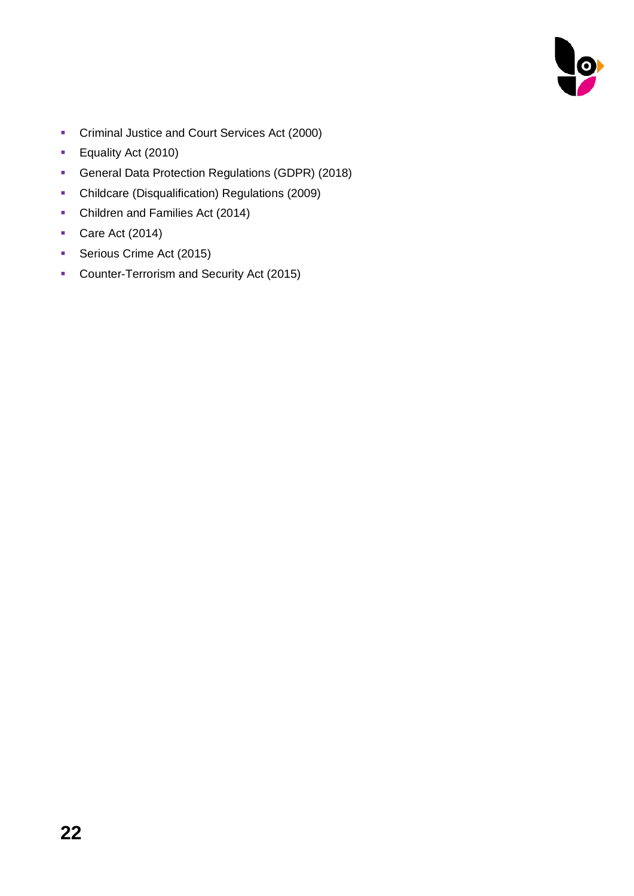- Criminal Justice and Court Services Act (2000)
- Equality Act (2010)
- General Data Protection Regulations (GDPR) (2018)
- Childcare (Disqualification) Regulations (2009)
- Children and Families Act (2014)
- Care Act (2014)
- Serious Crime Act (2015)
- Counter-Terrorism and Security Act (2015)